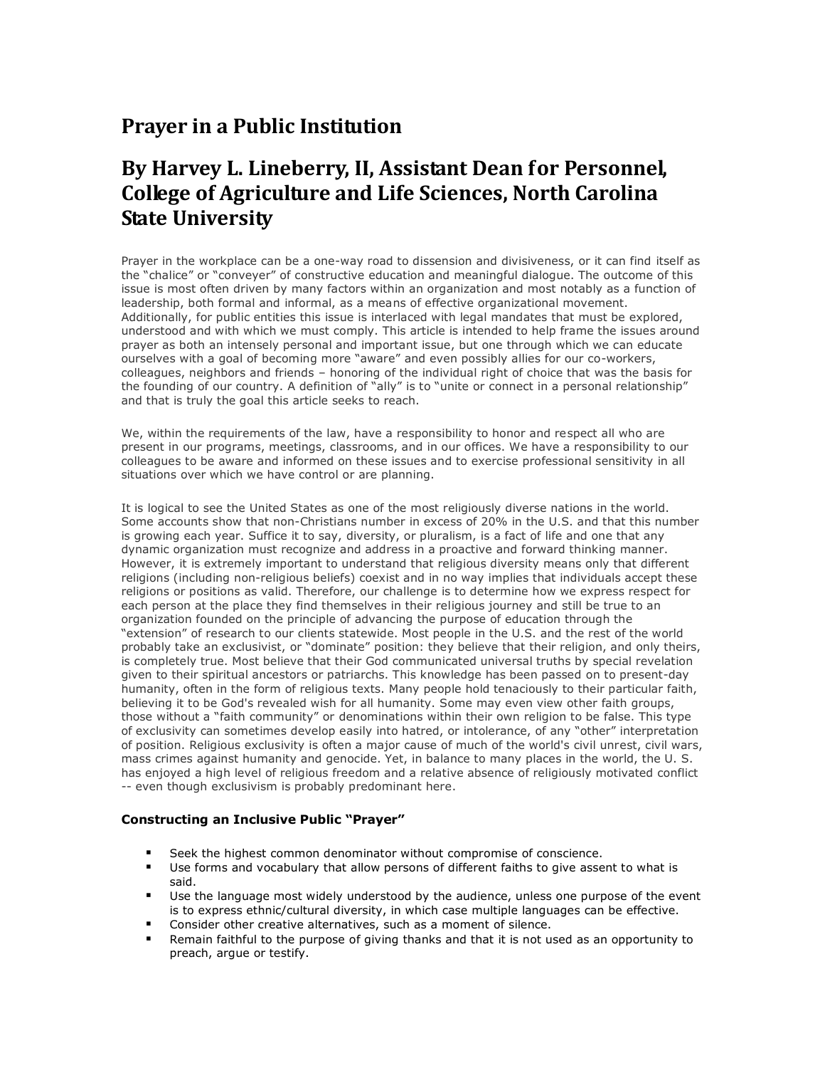# Prayer in a Public Institution

# By Harvey L. Lineberry, II, Assistant Dean for Personnel, College of Agriculture and Life Sciences, North Carolina State University

Prayer in the workplace can be a one-way road to dissension and divisiveness, or it can find itself as the "chalice" or "conveyer" of constructive education and meaningful dialogue. The outcome of this issue is most often driven by many factors within an organization and most notably as a function of leadership, both formal and informal, as a means of effective organizational movement. Additionally, for public entities this issue is interlaced with legal mandates that must be explored, understood and with which we must comply. This article is intended to help frame the issues around prayer as both an intensely personal and important issue, but one through which we can educate ourselves with a goal of becoming more "aware" and even possibly allies for our co-workers, colleagues, neighbors and friends – honoring of the individual right of choice that was the basis for the founding of our country. A definition of "ally" is to "unite or connect in a personal relationship" and that is truly the goal this article seeks to reach.

We, within the requirements of the law, have a responsibility to honor and respect all who are present in our programs, meetings, classrooms, and in our offices. We have a responsibility to our colleagues to be aware and informed on these issues and to exercise professional sensitivity in all situations over which we have control or are planning.

It is logical to see the United States as one of the most religiously diverse nations in the world. Some accounts show that non-Christians number in excess of 20% in the U.S. and that this number is growing each year. Suffice it to say, diversity, or pluralism, is a fact of life and one that any dynamic organization must recognize and address in a proactive and forward thinking manner. However, it is extremely important to understand that religious diversity means only that different religions (including non-religious beliefs) coexist and in no way implies that individuals accept these religions or positions as valid. Therefore, our challenge is to determine how we express respect for each person at the place they find themselves in their religious journey and still be true to an organization founded on the principle of advancing the purpose of education through the "extension" of research to our clients statewide. Most people in the U.S. and the rest of the world probably take an exclusivist, or "dominate" position: they believe that their religion, and only theirs, is completely true. Most believe that their God communicated universal truths by special revelation given to their spiritual ancestors or patriarchs. This knowledge has been passed on to present-day humanity, often in the form of religious texts. Many people hold tenaciously to their particular faith, believing it to be God's revealed wish for all humanity. Some may even view other faith groups, those without a "faith community" or denominations within their own religion to be false. This type of exclusivity can sometimes develop easily into hatred, or intolerance, of any "other" interpretation of position. Religious exclusivity is often a major cause of much of the world's civil unrest, civil wars, mass crimes against humanity and genocide. Yet, in balance to many places in the world, the U. S. has enjoyed a high level of religious freedom and a relative absence of religiously motivated conflict -- even though exclusivism is probably predominant here.

**Constructing an Inclusive Public "Prayer"**

- Seek the highest common denominator without compromise of conscience.
- Use forms and vocabulary that allow persons of different faiths to give assent to what is said.
- Use the language most widely understood by the audience, unless one purpose of the event is to express ethnic/cultural diversity, in which case multiple languages can be effective.
- Consider other creative alternatives, such as a moment of silence.
- Remain faithful to the purpose of giving thanks and that it is not used as an opportunity to preach, argue or testify.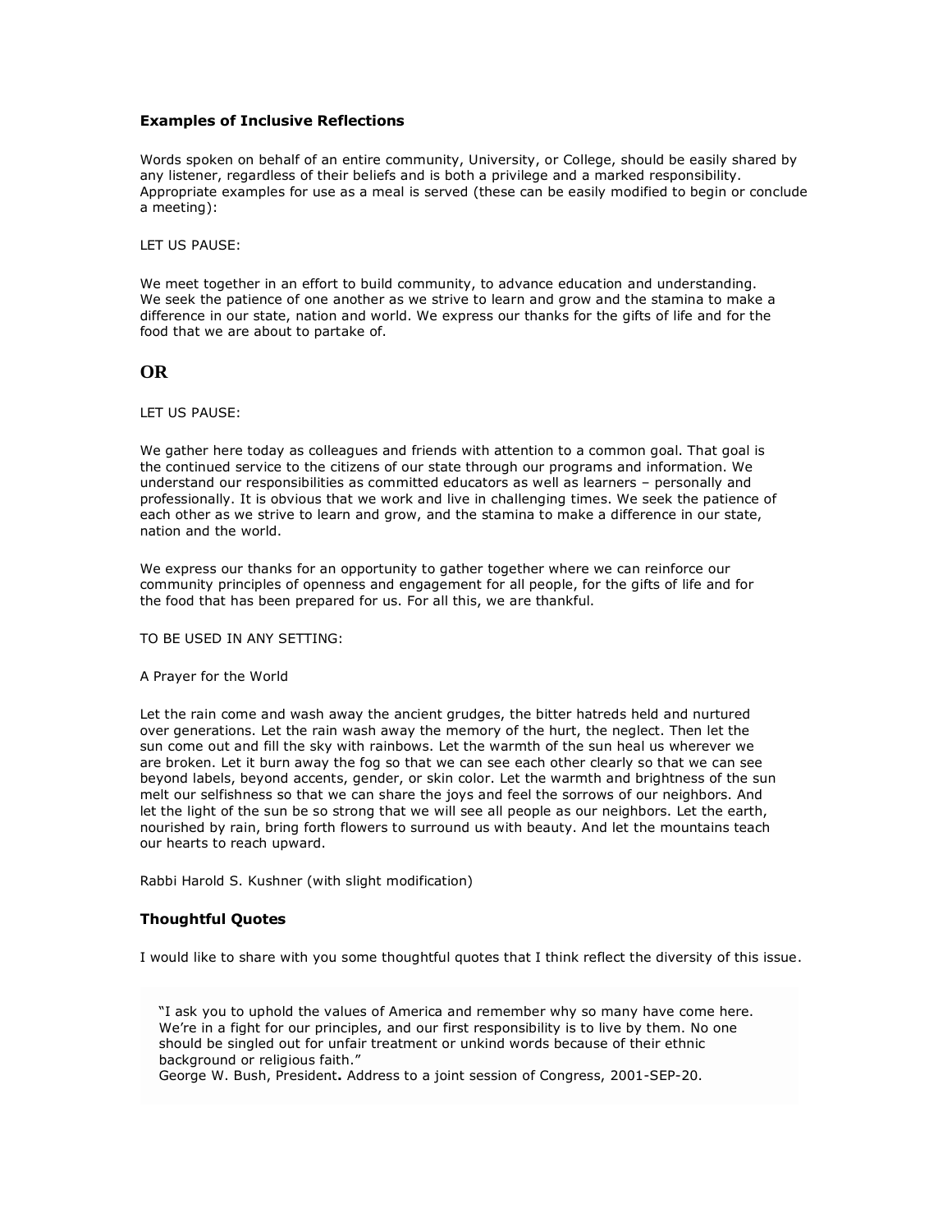### **Examples of Inclusive Reflections**

Words spoken on behalf of an entire community, University, or College, should be easily shared by any listener, regardless of their beliefs and is both a privilege and a marked responsibility. Appropriate examples for use as a meal is served (these can be easily modified to begin or conclude a meeting):

LET US PAUSE:

We meet together in an effort to build community, to advance education and understanding. We seek the patience of one another as we strive to learn and grow and the stamina to make a difference in our state, nation and world. We express our thanks for the gifts of life and for the food that we are about to partake of.

## **OR**

LET US PAUSE:

We gather here today as colleagues and friends with attention to a common goal. That goal is the continued service to the citizens of our state through our programs and information. We understand our responsibilities as committed educators as well as learners – personally and professionally. It is obvious that we work and live in challenging times. We seek the patience of each other as we strive to learn and grow, and the stamina to make a difference in our state, nation and the world.

We express our thanks for an opportunity to gather together where we can reinforce our community principles of openness and engagement for all people, for the gifts of life and for the food that has been prepared for us. For all this, we are thankful.

TO BE USED IN ANY SETTING:

A Prayer for the World

Let the rain come and wash away the ancient grudges, the bitter hatreds held and nurtured over generations. Let the rain wash away the memory of the hurt, the neglect. Then let the sun come out and fill the sky with rainbows. Let the warmth of the sun heal us wherever we are broken. Let it burn away the fog so that we can see each other clearly so that we can see beyond labels, beyond accents, gender, or skin color. Let the warmth and brightness of the sun melt our selfishness so that we can share the joys and feel the sorrows of our neighbors. And let the light of the sun be so strong that we will see all people as our neighbors. Let the earth, nourished by rain, bring forth flowers to surround us with beauty. And let the mountains teach our hearts to reach upward.

Rabbi Harold S. Kushner (with slight modification)

### **Thoughtful Quotes**

I would like to share with you some thoughtful quotes that I think reflect the diversity of this issue.

> "I ask you to uphold the values of America and remember why so many have come here. We're in a fight for our principles, and our first responsibility is to live by them. No one should be singled out for unfair treatment or unkind words because of their ethnic background or religious faith."
> George W. Bush, President**.** Address to a joint session of Congress, 2001-SEP-20.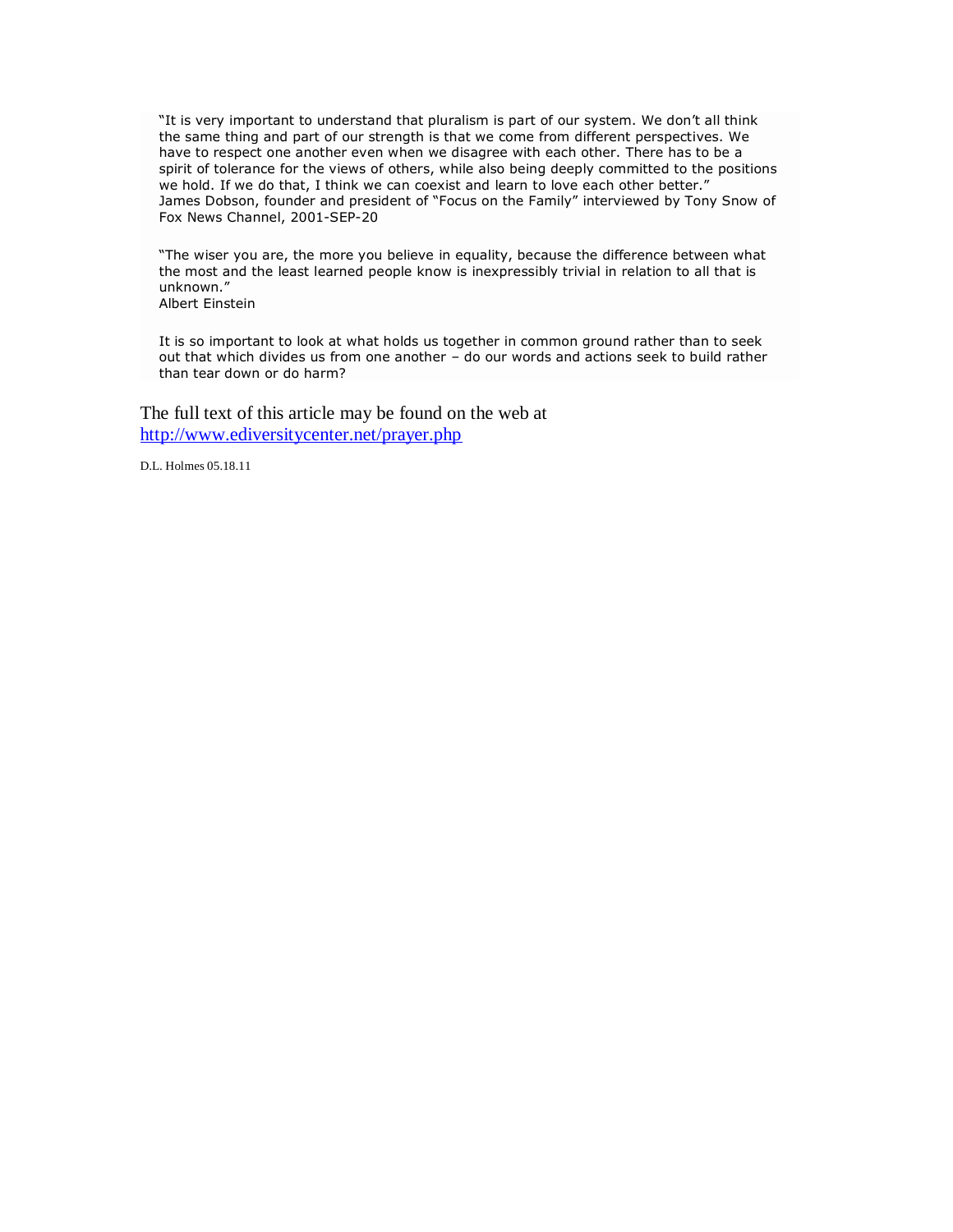"It is very important to understand that pluralism is part of our system. We don't all think the same thing and part of our strength is that we come from different perspectives. We have to respect one another even when we disagree with each other. There has to be a spirit of tolerance for the views of others, while also being deeply committed to the positions we hold. If we do that, I think we can coexist and learn to love each other better."
James Dobson, founder and president of "Focus on the Family" interviewed by Tony Snow of Fox News Channel, 2001-SEP-20

"The wiser you are, the more you believe in equality, because the difference between what the most and the least learned people know is inexpressibly trivial in relation to all that is unknown."
Albert Einstein

It is so important to look at what holds us together in common ground rather than to seek out that which divides us from one another – do our words and actions seek to build rather than tear down or do harm?

The full text of this article may be found on the web at [http://www.ediversitycenter.net/prayer.php](http://www.ediversitycenter.net/prayer.php)

D.L. Holmes 05.18.11